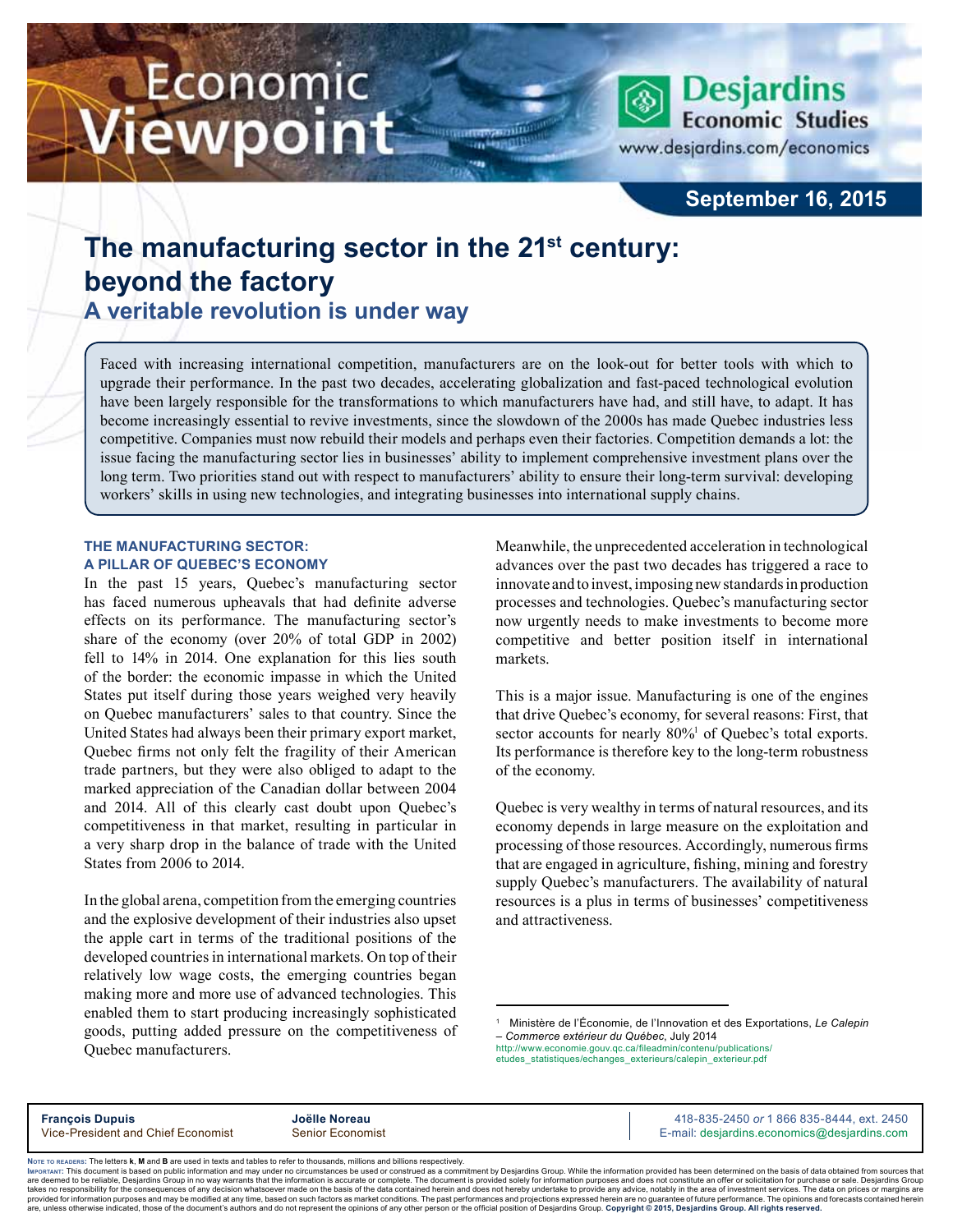Economic Viewpoint

Desjardins Economic Studies

www.desjardins.com/economics

September 16, 2015

# The manufacturing sector in the 21st century: beyond the factory

## A veritable revolution is under way

Faced with increasing international competition, manufacturers are on the look-out for better tools with which to upgrade their performance. In the past two decades, accelerating globalization and fast-paced technological evolution have been largely responsible for the transformations to which manufacturers have had, and still have, to adapt. It has become increasingly essential to revive investments, since the slowdown of the 2000s has made Quebec industries less competitive. Companies must now rebuild their models and perhaps even their factories. Competition demands a lot: the issue facing the manufacturing sector lies in businesses' ability to implement comprehensive investment plans over the long term. Two priorities stand out with respect to manufacturers' ability to ensure their long-term survival: developing workers' skills in using new technologies, and integrating businesses into international supply chains.

### THE MANUFACTURING SECTOR: A PILLAR OF QUEBEC'S ECONOMY

In the past 15 years, Quebec's manufacturing sector has faced numerous upheavals that had definite adverse effects on its performance. The manufacturing sector's share of the economy (over 20% of total GDP in 2002) fell to 14% in 2014. One explanation for this lies south of the border: the economic impasse in which the United States put itself during those years weighed very heavily on Quebec manufacturers' sales to that country. Since the United States had always been their primary export market, Quebec firms not only felt the fragility of their American trade partners, but they were also obliged to adapt to the marked appreciation of the Canadian dollar between 2004 and 2014. All of this clearly cast doubt upon Quebec's competitiveness in that market, resulting in particular in a very sharp drop in the balance of trade with the United States from 2006 to 2014.

In the global arena, competition from the emerging countries and the explosive development of their industries also upset the apple cart in terms of the traditional positions of the developed countries in international markets. On top of their relatively low wage costs, the emerging countries began making more and more use of advanced technologies. This enabled them to start producing increasingly sophisticated goods, putting added pressure on the competitiveness of Quebec manufacturers.

Meanwhile, the unprecedented acceleration in technological advances over the past two decades has triggered a race to innovate and to invest, imposing new standards in production processes and technologies. Quebec's manufacturing sector now urgently needs to make investments to become more competitive and better position itself in international markets.

This is a major issue. Manufacturing is one of the engines that drive Quebec's economy, for several reasons: First, that sector accounts for nearly 80%[1] of Quebec's total exports. Its performance is therefore key to the long-term robustness of the economy.

Quebec is very wealthy in terms of natural resources, and its economy depends in large measure on the exploitation and processing of those resources. Accordingly, numerous firms that are engaged in agriculture, fishing, mining and forestry supply Quebec's manufacturers. The availability of natural resources is a plus in terms of businesses' competitiveness and attractiveness.

---

[1] Ministère de l'Économie, de l'Innovation et des Exportations, *Le Calepin – Commerce extérieur du Québec*, July 2014 http://www.economie.gouv.qc.ca/fileadmin/contenu/publications/etudes_statistiques/echanges_exterieurs/calepin_exterieur.pdf

**François Dupuis**
Vice-President and Chief Economist

**Joëlle Noreau**
Senior Economist

418-835-2450 *or* 1 866 835-8444, ext. 2450
E-mail: desjardins.economics@desjardins.com

**Note to readers:** The letters **k**, **M** and **B** are used in texts and tables to refer to thousands, millions and billions respectively.
**Important:** This document is based on public information and may under no circumstances be used or construed as a commitment by Desjardins Group. While the information provided has been determined on the basis of data obtained from sources that are deemed to be reliable, Desjardins Group in no way warrants that the information is accurate or complete. The document is provided solely for information purposes and does not constitute an offer or solicitation for purchase or sale. Desjardins Group takes no responsibility for the consequences of any decision whatsoever made on the basis of the data contained herein and does not hereby undertake to provide any advice, notably in the area of investment services. The data on prices or margins are provided for information purposes and may be modified at any time, based on such factors as market conditions. The past performances and projections expressed herein are no guarantee of future performance. The opinions and forecasts contained herein are, unless otherwise indicated, those of the document's authors and do not represent the opinions of any other person or the official position of Desjardins Group. **Copyright © 2015, Desjardins Group. All rights reserved.**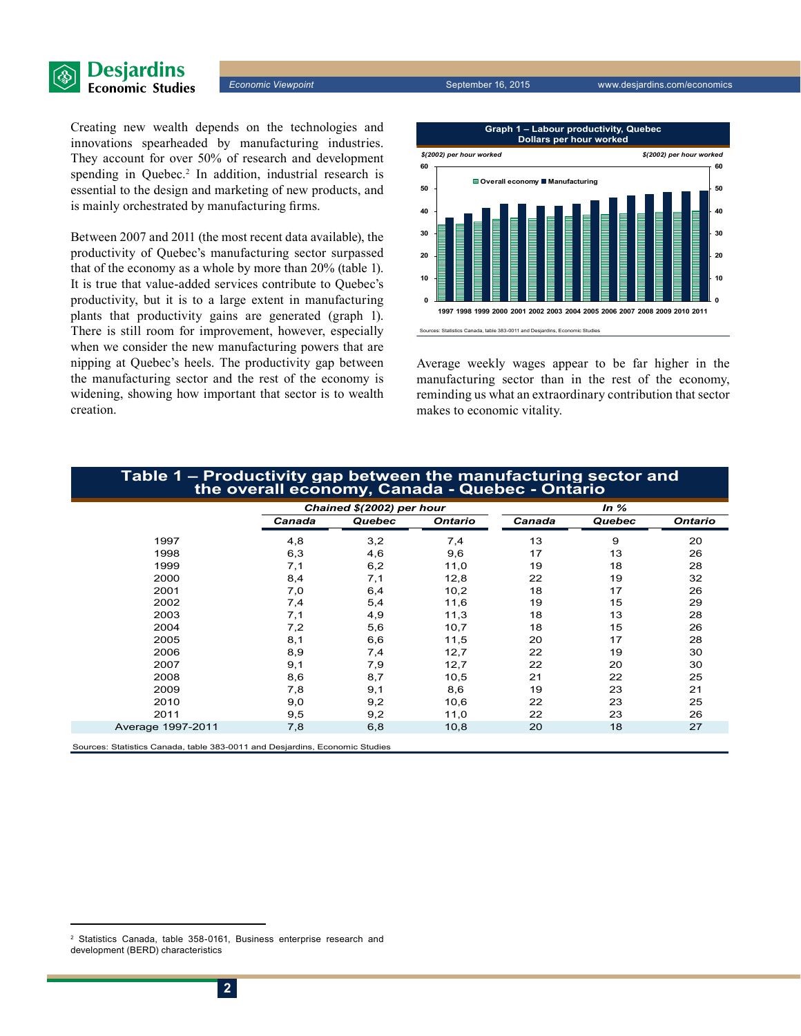Creating new wealth depends on the technologies and innovations spearheaded by manufacturing industries. They account for over 50% of research and development spending in Quebec.[2] In addition, industrial research is essential to the design and marketing of new products, and is mainly orchestrated by manufacturing firms.

Between 2007 and 2011 (the most recent data available), the productivity of Quebec's manufacturing sector surpassed that of the economy as a whole by more than 20% (table 1). It is true that value-added services contribute to Quebec's productivity, but it is to a large extent in manufacturing plants that productivity gains are generated (graph 1). There is still room for improvement, however, especially when we consider the new manufacturing powers that are nipping at Quebec's heels. The productivity gap between the manufacturing sector and the rest of the economy is widening, showing how important that sector is to wealth creation.

**Graph 1 – Labour productivity, Quebec**
**Dollars per hour worked**

Sources: Statistics Canada, table 383-0011 and Desjardins, Economic Studies

Average weekly wages appear to be far higher in the manufacturing sector than in the rest of the economy, reminding us what an extraordinary contribution that sector makes to economic vitality.

**Table 1 – Productivity gap between the manufacturing sector and the overall economy, Canada - Quebec - Ontario**

| | *Chained $(2002) per hour* | | | *In %* | | |
|---|---|---|---|---|---|---|
| | *Canada* | *Quebec* | *Ontario* | *Canada* | *Quebec* | *Ontario* |
| 1997 | 4,8 | 3,2 | 7,4 | 13 | 9 | 20 |
| 1998 | 6,3 | 4,6 | 9,6 | 17 | 13 | 26 |
| 1999 | 7,1 | 6,2 | 11,0 | 19 | 18 | 28 |
| 2000 | 8,4 | 7,1 | 12,8 | 22 | 19 | 32 |
| 2001 | 7,0 | 6,4 | 10,2 | 18 | 17 | 26 |
| 2002 | 7,4 | 5,4 | 11,6 | 19 | 15 | 29 |
| 2003 | 7,1 | 4,9 | 11,3 | 18 | 13 | 28 |
| 2004 | 7,2 | 5,6 | 10,7 | 18 | 15 | 26 |
| 2005 | 8,1 | 6,6 | 11,5 | 20 | 17 | 28 |
| 2006 | 8,9 | 7,4 | 12,7 | 22 | 19 | 30 |
| 2007 | 9,1 | 7,9 | 12,7 | 22 | 20 | 30 |
| 2008 | 8,6 | 8,7 | 10,5 | 21 | 22 | 25 |
| 2009 | 7,8 | 9,1 | 8,6 | 19 | 23 | 21 |
| 2010 | 9,0 | 9,2 | 10,6 | 22 | 23 | 25 |
| 2011 | 9,5 | 9,2 | 11,0 | 22 | 23 | 26 |
| Average 1997-2011 | 7,8 | 6,8 | 10,8 | 20 | 18 | 27 |

Sources: Statistics Canada, table 383-0011 and Desjardins, Economic Studies

---

[2] Statistics Canada, table 358-0161, Business enterprise research and development (BERD) characteristics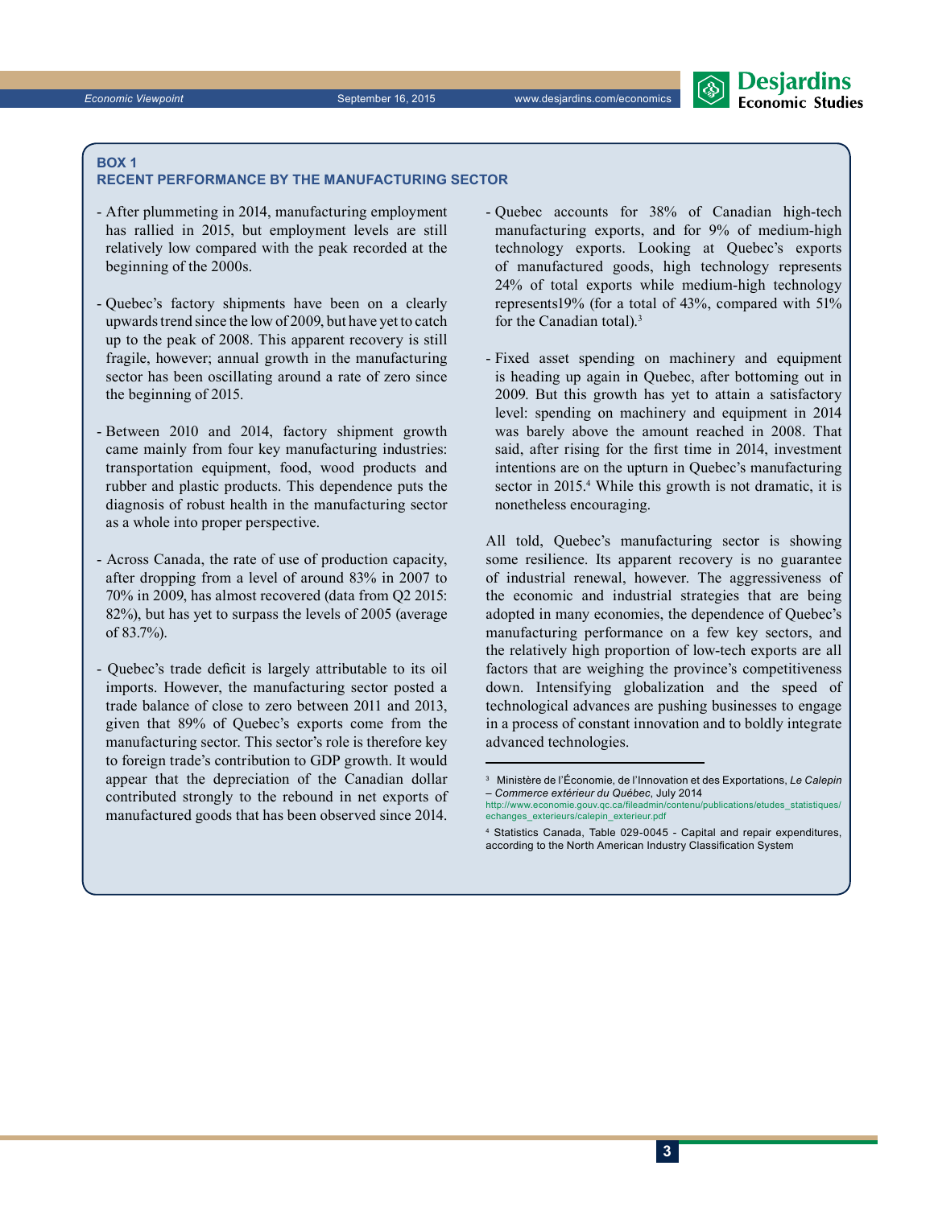### BOX 1
### RECENT PERFORMANCE BY THE MANUFACTURING SECTOR

- After plummeting in 2014, manufacturing employment has rallied in 2015, but employment levels are still relatively low compared with the peak recorded at the beginning of the 2000s.

- Quebec's factory shipments have been on a clearly upwards trend since the low of 2009, but have yet to catch up to the peak of 2008. This apparent recovery is still fragile, however; annual growth in the manufacturing sector has been oscillating around a rate of zero since the beginning of 2015.

- Between 2010 and 2014, factory shipment growth came mainly from four key manufacturing industries: transportation equipment, food, wood products and rubber and plastic products. This dependence puts the diagnosis of robust health in the manufacturing sector as a whole into proper perspective.

- Across Canada, the rate of use of production capacity, after dropping from a level of around 83% in 2007 to 70% in 2009, has almost recovered (data from Q2 2015: 82%), but has yet to surpass the levels of 2005 (average of 83.7%).

- Quebec's trade deficit is largely attributable to its oil imports. However, the manufacturing sector posted a trade balance of close to zero between 2011 and 2013, given that 89% of Quebec's exports come from the manufacturing sector. This sector's role is therefore key to foreign trade's contribution to GDP growth. It would appear that the depreciation of the Canadian dollar contributed strongly to the rebound in net exports of manufactured goods that has been observed since 2014.

- Quebec accounts for 38% of Canadian high-tech manufacturing exports, and for 9% of medium-high technology exports. Looking at Quebec's exports of manufactured goods, high technology represents 24% of total exports while medium-high technology represents19% (for a total of 43%, compared with 51% for the Canadian total).[3]

- Fixed asset spending on machinery and equipment is heading up again in Quebec, after bottoming out in 2009. But this growth has yet to attain a satisfactory level: spending on machinery and equipment in 2014 was barely above the amount reached in 2008. That said, after rising for the first time in 2014, investment intentions are on the upturn in Quebec's manufacturing sector in 2015.[4] While this growth is not dramatic, it is nonetheless encouraging.

All told, Quebec's manufacturing sector is showing some resilience. Its apparent recovery is no guarantee of industrial renewal, however. The aggressiveness of the economic and industrial strategies that are being adopted in many economies, the dependence of Quebec's manufacturing performance on a few key sectors, and the relatively high proportion of low-tech exports are all factors that are weighing the province's competitiveness down. Intensifying globalization and the speed of technological advances are pushing businesses to engage in a process of constant innovation and to boldly integrate advanced technologies.

---

[3] Ministère de l'Économie, de l'Innovation et des Exportations, *Le Calepin – Commerce extérieur du Québec*, July 2014 http://www.economie.gouv.qc.ca/fileadmin/contenu/publications/etudes_statistiques/echanges_exterieurs/calepin_exterieur.pdf

[4] Statistics Canada, Table 029-0045 - Capital and repair expenditures, according to the North American Industry Classification System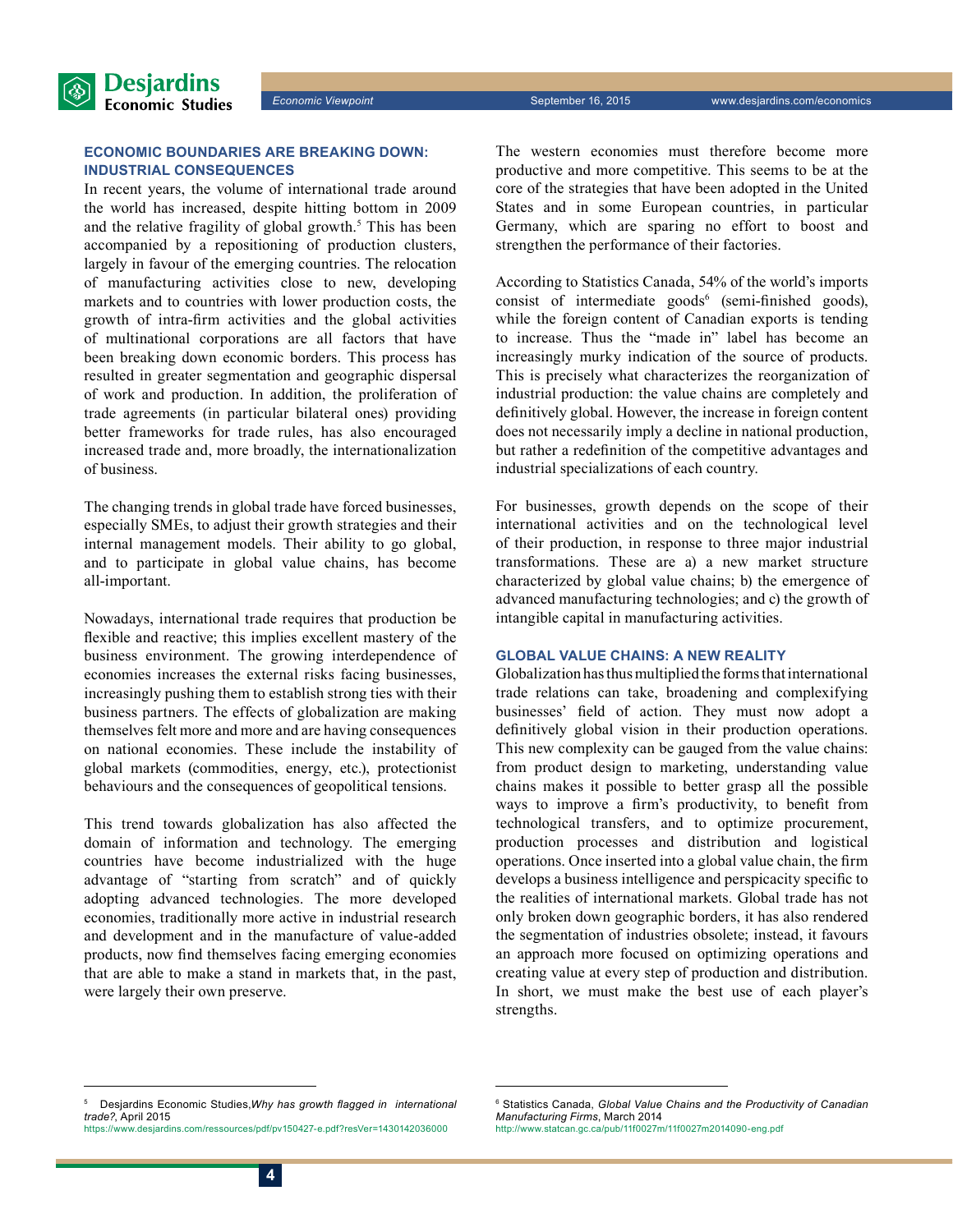## ECONOMIC BOUNDARIES ARE BREAKING DOWN: INDUSTRIAL CONSEQUENCES

In recent years, the volume of international trade around the world has increased, despite hitting bottom in 2009 and the relative fragility of global growth.[5] This has been accompanied by a repositioning of production clusters, largely in favour of the emerging countries. The relocation of manufacturing activities close to new, developing markets and to countries with lower production costs, the growth of intra-firm activities and the global activities of multinational corporations are all factors that have been breaking down economic borders. This process has resulted in greater segmentation and geographic dispersal of work and production. In addition, the proliferation of trade agreements (in particular bilateral ones) providing better frameworks for trade rules, has also encouraged increased trade and, more broadly, the internationalization of business.

The changing trends in global trade have forced businesses, especially SMEs, to adjust their growth strategies and their internal management models. Their ability to go global, and to participate in global value chains, has become all-important.

Nowadays, international trade requires that production be flexible and reactive; this implies excellent mastery of the business environment. The growing interdependence of economies increases the external risks facing businesses, increasingly pushing them to establish strong ties with their business partners. The effects of globalization are making themselves felt more and more and are having consequences on national economies. These include the instability of global markets (commodities, energy, etc.), protectionist behaviours and the consequences of geopolitical tensions.

This trend towards globalization has also affected the domain of information and technology. The emerging countries have become industrialized with the huge advantage of "starting from scratch" and of quickly adopting advanced technologies. The more developed economies, traditionally more active in industrial research and development and in the manufacture of value-added products, now find themselves facing emerging economies that are able to make a stand in markets that, in the past, were largely their own preserve.

The western economies must therefore become more productive and more competitive. This seems to be at the core of the strategies that have been adopted in the United States and in some European countries, in particular Germany, which are sparing no effort to boost and strengthen the performance of their factories.

According to Statistics Canada, 54% of the world's imports consist of intermediate goods[6] (semi-finished goods), while the foreign content of Canadian exports is tending to increase. Thus the "made in" label has become an increasingly murky indication of the source of products. This is precisely what characterizes the reorganization of industrial production: the value chains are completely and definitively global. However, the increase in foreign content does not necessarily imply a decline in national production, but rather a redefinition of the competitive advantages and industrial specializations of each country.

For businesses, growth depends on the scope of their international activities and on the technological level of their production, in response to three major industrial transformations. These are a) a new market structure characterized by global value chains; b) the emergence of advanced manufacturing technologies; and c) the growth of intangible capital in manufacturing activities.

## GLOBAL VALUE CHAINS: A NEW REALITY

Globalization has thus multiplied the forms that international trade relations can take, broadening and complexifying businesses' field of action. They must now adopt a definitively global vision in their production operations. This new complexity can be gauged from the value chains: from product design to marketing, understanding value chains makes it possible to better grasp all the possible ways to improve a firm's productivity, to benefit from technological transfers, and to optimize procurement, production processes and distribution and logistical operations. Once inserted into a global value chain, the firm develops a business intelligence and perspicacity specific to the realities of international markets. Global trade has not only broken down geographic borders, it has also rendered the segmentation of industries obsolete; instead, it favours an approach more focused on optimizing operations and creating value at every step of production and distribution. In short, we must make the best use of each player's strengths.

---

[5] Desjardins Economic Studies, *Why has growth flagged in international trade?*, April 2015
https://www.desjardins.com/ressources/pdf/pv150427-e.pdf?resVer=1430142036000

[6] Statistics Canada, *Global Value Chains and the Productivity of Canadian Manufacturing Firms*, March 2014
http://www.statcan.gc.ca/pub/11f0027m/11f0027m2014090-eng.pdf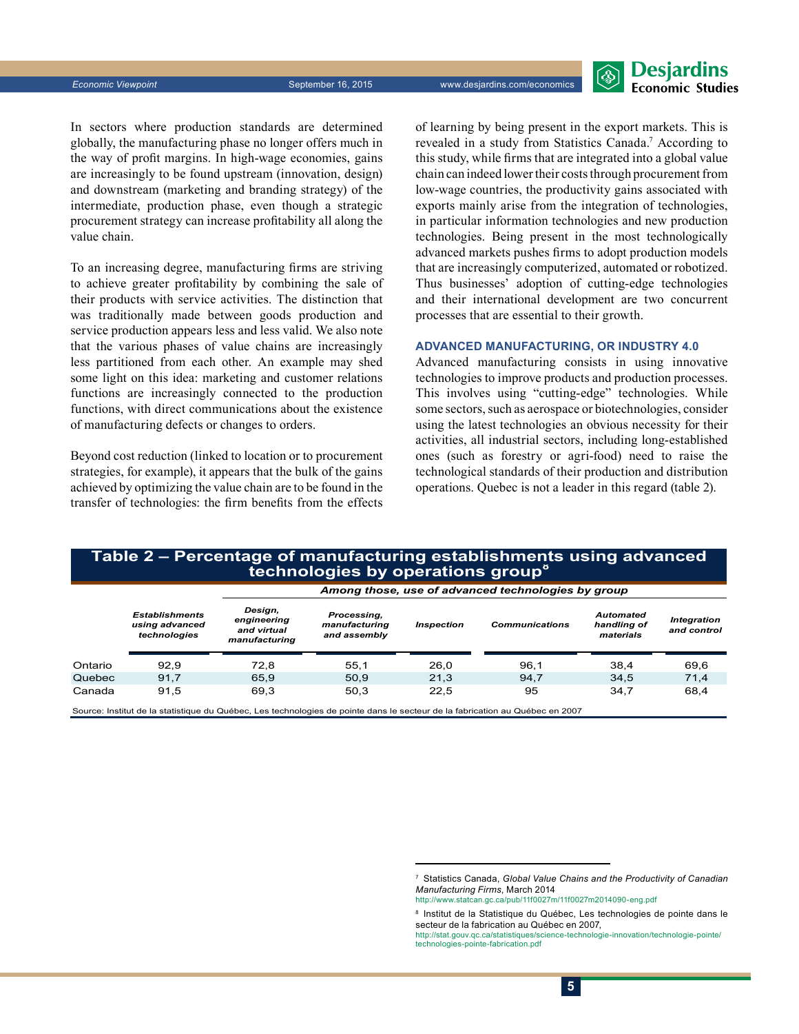In sectors where production standards are determined globally, the manufacturing phase no longer offers much in the way of profit margins. In high-wage economies, gains are increasingly to be found upstream (innovation, design) and downstream (marketing and branding strategy) of the intermediate, production phase, even though a strategic procurement strategy can increase profitability all along the value chain.

To an increasing degree, manufacturing firms are striving to achieve greater profitability by combining the sale of their products with service activities. The distinction that was traditionally made between goods production and service production appears less and less valid. We also note that the various phases of value chains are increasingly less partitioned from each other. An example may shed some light on this idea: marketing and customer relations functions are increasingly connected to the production functions, with direct communications about the existence of manufacturing defects or changes to orders.

Beyond cost reduction (linked to location or to procurement strategies, for example), it appears that the bulk of the gains achieved by optimizing the value chain are to be found in the transfer of technologies: the firm benefits from the effects of learning by being present in the export markets. This is revealed in a study from Statistics Canada.[7] According to this study, while firms that are integrated into a global value chain can indeed lower their costs through procurement from low-wage countries, the productivity gains associated with exports mainly arise from the integration of technologies, in particular information technologies and new production technologies. Being present in the most technologically advanced markets pushes firms to adopt production models that are increasingly computerized, automated or robotized. Thus businesses' adoption of cutting-edge technologies and their international development are two concurrent processes that are essential to their growth.

## ADVANCED MANUFACTURING, OR INDUSTRY 4.0

Advanced manufacturing consists in using innovative technologies to improve products and production processes. This involves using "cutting-edge" technologies. While some sectors, such as aerospace or biotechnologies, consider using the latest technologies an obvious necessity for their activities, all industrial sectors, including long-established ones (such as forestry or agri-food) need to raise the technological standards of their production and distribution operations. Quebec is not a leader in this regard (table 2).

**Table 2 – Percentage of manufacturing establishments using advanced technologies by operations group[8]**

| | | Among those, use of advanced technologies by group | | | | | |
|---|---|---|---|---|---|---|---|
| | *Establishments using advanced technologies* | *Design, engineering and virtual manufacturing* | *Processing, manufacturing and assembly* | *Inspection* | *Communications* | *Automated handling of materials* | *Integration and control* |
| Ontario | 92,9 | 72,8 | 55,1 | 26,0 | 96,1 | 38,4 | 69,6 |
| Quebec | 91,7 | 65,9 | 50,9 | 21,3 | 94,7 | 34,5 | 71,4 |
| Canada | 91,5 | 69,3 | 50,3 | 22,5 | 95 | 34,7 | 68,4 |

Source: Institut de la statistique du Québec, Les technologies de pointe dans le secteur de la fabrication au Québec en 2007

[7] Statistics Canada, *Global Value Chains and the Productivity of Canadian Manufacturing Firms*, March 2014 http://www.statcan.gc.ca/pub/11f0027m/11f0027m2014090-eng.pdf

[8] Institut de la Statistique du Québec, Les technologies de pointe dans le secteur de la fabrication au Québec en 2007, http://stat.gouv.qc.ca/statistiques/science-technologie-innovation/technologie-pointe/technologies-pointe-fabrication.pdf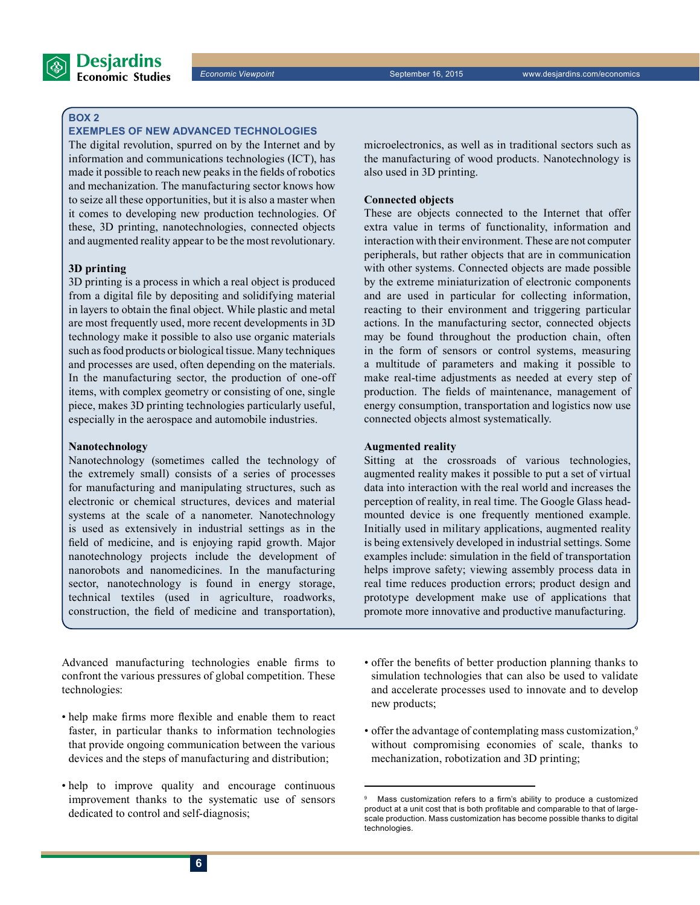### BOX 2

### EXEMPLES OF NEW ADVANCED TECHNOLOGIES

The digital revolution, spurred on by the Internet and by information and communications technologies (ICT), has made it possible to reach new peaks in the fields of robotics and mechanization. The manufacturing sector knows how to seize all these opportunities, but it is also a master when it comes to developing new production technologies. Of these, 3D printing, nanotechnologies, connected objects and augmented reality appear to be the most revolutionary.

**3D printing**

3D printing is a process in which a real object is produced from a digital file by depositing and solidifying material in layers to obtain the final object. While plastic and metal are most frequently used, more recent developments in 3D technology make it possible to also use organic materials such as food products or biological tissue. Many techniques and processes are used, often depending on the materials. In the manufacturing sector, the production of one-off items, with complex geometry or consisting of one, single piece, makes 3D printing technologies particularly useful, especially in the aerospace and automobile industries.

**Nanotechnology**

Nanotechnology (sometimes called the technology of the extremely small) consists of a series of processes for manufacturing and manipulating structures, such as electronic or chemical structures, devices and material systems at the scale of a nanometer. Nanotechnology is used as extensively in industrial settings as in the field of medicine, and is enjoying rapid growth. Major nanotechnology projects include the development of nanorobots and nanomedicines. In the manufacturing sector, nanotechnology is found in energy storage, technical textiles (used in agriculture, roadworks, construction, the field of medicine and transportation), microelectronics, as well as in traditional sectors such as the manufacturing of wood products. Nanotechnology is also used in 3D printing.

**Connected objects**

These are objects connected to the Internet that offer extra value in terms of functionality, information and interaction with their environment. These are not computer peripherals, but rather objects that are in communication with other systems. Connected objects are made possible by the extreme miniaturization of electronic components and are used in particular for collecting information, reacting to their environment and triggering particular actions. In the manufacturing sector, connected objects may be found throughout the production chain, often in the form of sensors or control systems, measuring a multitude of parameters and making it possible to make real-time adjustments as needed at every step of production. The fields of maintenance, management of energy consumption, transportation and logistics now use connected objects almost systematically.

**Augmented reality**

Sitting at the crossroads of various technologies, augmented reality makes it possible to put a set of virtual data into interaction with the real world and increases the perception of reality, in real time. The Google Glass head-mounted device is one frequently mentioned example. Initially used in military applications, augmented reality is being extensively developed in industrial settings. Some examples include: simulation in the field of transportation helps improve safety; viewing assembly process data in real time reduces production errors; product design and prototype development make use of applications that promote more innovative and productive manufacturing.

---

Advanced manufacturing technologies enable firms to confront the various pressures of global competition. These technologies:

- help make firms more flexible and enable them to react faster, in particular thanks to information technologies that provide ongoing communication between the various devices and the steps of manufacturing and distribution;
- help to improve quality and encourage continuous improvement thanks to the systematic use of sensors dedicated to control and self-diagnosis;
- offer the benefits of better production planning thanks to simulation technologies that can also be used to validate and accelerate processes used to innovate and to develop new products;
- offer the advantage of contemplating mass customization,[9] without compromising economies of scale, thanks to mechanization, robotization and 3D printing;

[9] Mass customization refers to a firm's ability to produce a customized product at a unit cost that is both profitable and comparable to that of large-scale production. Mass customization has become possible thanks to digital technologies.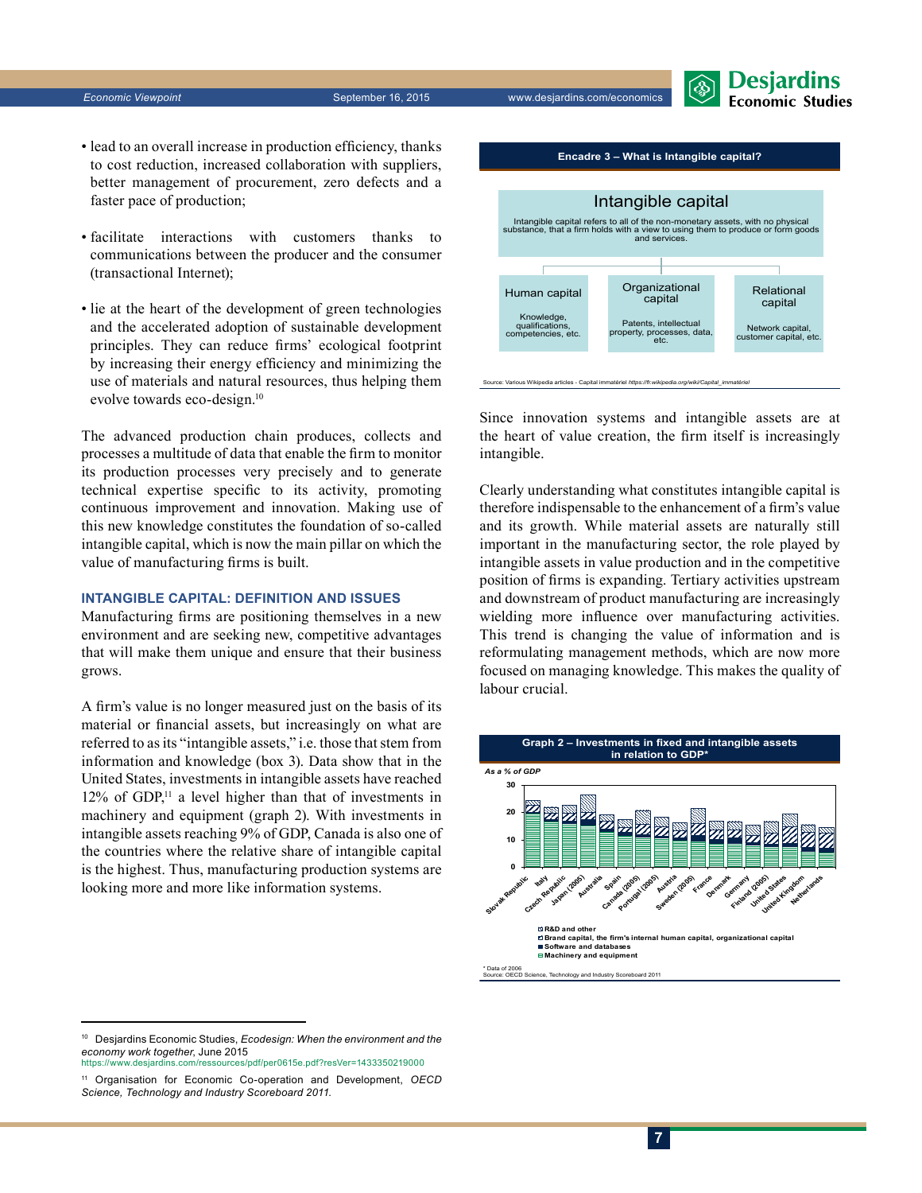- lead to an overall increase in production efficiency, thanks to cost reduction, increased collaboration with suppliers, better management of procurement, zero defects and a faster pace of production;

- facilitate interactions with customers thanks to communications between the producer and the consumer (transactional Internet);

- lie at the heart of the development of green technologies and the accelerated adoption of sustainable development principles. They can reduce firms' ecological footprint by increasing their energy efficiency and minimizing the use of materials and natural resources, thus helping them evolve towards eco-design.[10]

The advanced production chain produces, collects and processes a multitude of data that enable the firm to monitor its production processes very precisely and to generate technical expertise specific to its activity, promoting continuous improvement and innovation. Making use of this new knowledge constitutes the foundation of so-called intangible capital, which is now the main pillar on which the value of manufacturing firms is built.

## INTANGIBLE CAPITAL: DEFINITION AND ISSUES

Manufacturing firms are positioning themselves in a new environment and are seeking new, competitive advantages that will make them unique and ensure that their business grows.

A firm's value is no longer measured just on the basis of its material or financial assets, but increasingly on what are referred to as its "intangible assets," i.e. those that stem from information and knowledge (box 3). Data show that in the United States, investments in intangible assets have reached 12% of GDP,[11] a level higher than that of investments in machinery and equipment (graph 2). With investments in intangible assets reaching 9% of GDP, Canada is also one of the countries where the relative share of intangible capital is the highest. Thus, manufacturing production systems are looking more and more like information systems.

**Encadre 3 – What is Intangible capital?**

**Intangible capital**

Intangible capital refers to all of the non-monetary assets, with no physical substance, that a firm holds with a view to using them to produce or form goods and services.

- **Human capital**: Knowledge, qualifications, competencies, etc.
- **Organizational capital**: Patents, intellectual property, processes, data, etc.
- **Relational capital**: Network capital, customer capital, etc.

Source: Various Wikipedia articles - Capital immatériel *https://fr.wikipedia.org/wiki/Capital_immatériel*

Since innovation systems and intangible assets are at the heart of value creation, the firm itself is increasingly intangible.

Clearly understanding what constitutes intangible capital is therefore indispensable to the enhancement of a firm's value and its growth. While material assets are naturally still important in the manufacturing sector, the role played by intangible assets in value production and in the competitive position of firms is expanding. Tertiary activities upstream and downstream of product manufacturing are increasingly wielding more influence over manufacturing activities. This trend is changing the value of information and is reformulating management methods, which are now more focused on managing knowledge. This makes the quality of labour crucial.

**Graph 2 – Investments in fixed and intangible assets in relation to GDP\***

*As a % of GDP*

Countries: Slovak Republic, Italy, Czech Republic, Japan (2005), Australia, Spain, Canada (2005), Portugal (2005), Austria, Sweden (2005), France, Denmark, Germany, Finland (2005), United States, United Kingdom, Netherlands

Legend: R&D and other; Brand capital, the firm's internal human capital, organizational capital; Software and databases; Machinery and equipment

\* Data of 2006
Source: OECD Science, Technology and Industry Scoreboard 2011

---

[10] Desjardins Economic Studies, *Ecodesign: When the environment and the economy work together*, June 2015 https://www.desjardins.com/ressources/pdf/per0615e.pdf?resVer=1433350219000

[11] Organisation for Economic Co-operation and Development, *OECD Science, Technology and Industry Scoreboard 2011.*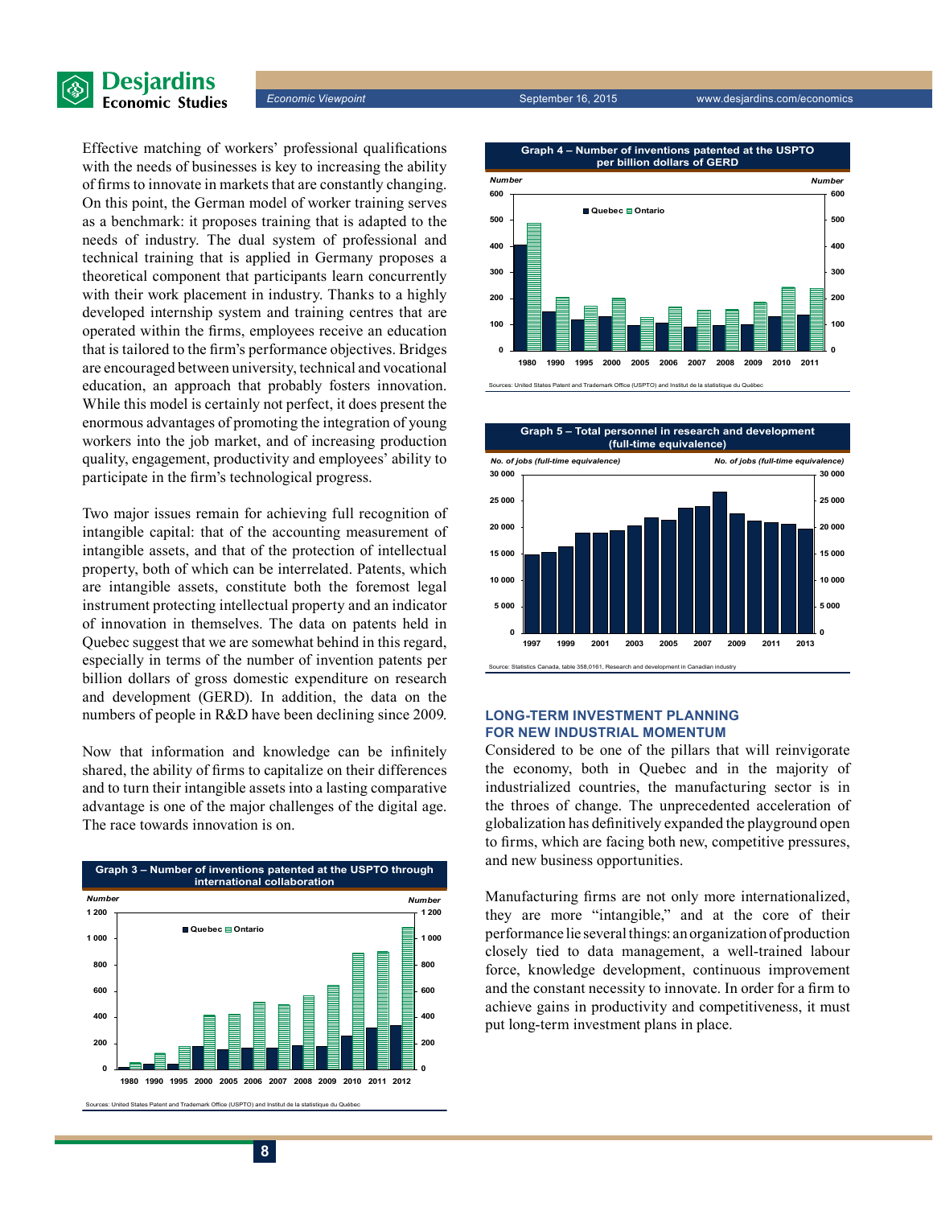Effective matching of workers' professional qualifications with the needs of businesses is key to increasing the ability of firms to innovate in markets that are constantly changing. On this point, the German model of worker training serves as a benchmark: it proposes training that is adapted to the needs of industry. The dual system of professional and technical training that is applied in Germany proposes a theoretical component that participants learn concurrently with their work placement in industry. Thanks to a highly developed internship system and training centres that are operated within the firms, employees receive an education that is tailored to the firm's performance objectives. Bridges are encouraged between university, technical and vocational education, an approach that probably fosters innovation. While this model is certainly not perfect, it does present the enormous advantages of promoting the integration of young workers into the job market, and of increasing production quality, engagement, productivity and employees' ability to participate in the firm's technological progress.

Two major issues remain for achieving full recognition of intangible capital: that of the accounting measurement of intangible assets, and that of the protection of intellectual property, both of which can be interrelated. Patents, which are intangible assets, constitute both the foremost legal instrument protecting intellectual property and an indicator of innovation in themselves. The data on patents held in Quebec suggest that we are somewhat behind in this regard, especially in terms of the number of invention patents per billion dollars of gross domestic expenditure on research and development (GERD). In addition, the data on the numbers of people in R&D have been declining since 2009.

Now that information and knowledge can be infinitely shared, the ability of firms to capitalize on their differences and to turn their intangible assets into a lasting comparative advantage is one of the major challenges of the digital age. The race towards innovation is on.

**Graph 3 – Number of inventions patented at the USPTO through international collaboration**

Sources: United States Patent and Trademark Office (USPTO) and Institut de la statistique du Québec

**Graph 4 – Number of inventions patented at the USPTO per billion dollars of GERD**

Sources: United States Patent and Trademark Office (USPTO) and Institut de la statistique du Québec

**Graph 5 – Total personnel in research and development (full-time equivalence)**

Source: Statistics Canada, table 358,0161, Research and development in Canadian industry

## LONG-TERM INVESTMENT PLANNING FOR NEW INDUSTRIAL MOMENTUM

Considered to be one of the pillars that will reinvigorate the economy, both in Quebec and in the majority of industrialized countries, the manufacturing sector is in the throes of change. The unprecedented acceleration of globalization has definitively expanded the playground open to firms, which are facing both new, competitive pressures, and new business opportunities.

Manufacturing firms are not only more internationalized, they are more "intangible," and at the core of their performance lie several things: an organization of production closely tied to data management, a well-trained labour force, knowledge development, continuous improvement and the constant necessity to innovate. In order for a firm to achieve gains in productivity and competitiveness, it must put long-term investment plans in place.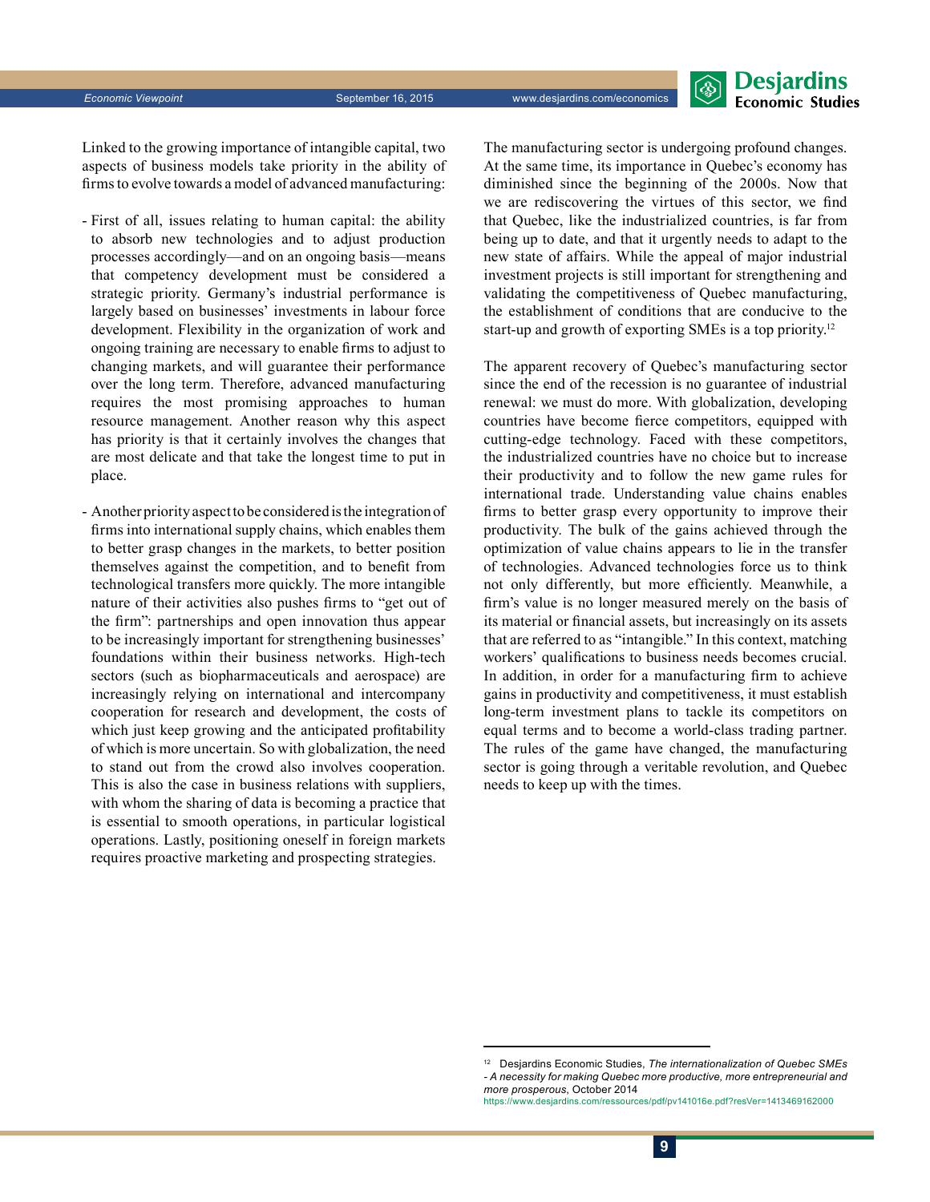Linked to the growing importance of intangible capital, two aspects of business models take priority in the ability of firms to evolve towards a model of advanced manufacturing:

- First of all, issues relating to human capital: the ability to absorb new technologies and to adjust production processes accordingly—and on an ongoing basis—means that competency development must be considered a strategic priority. Germany's industrial performance is largely based on businesses' investments in labour force development. Flexibility in the organization of work and ongoing training are necessary to enable firms to adjust to changing markets, and will guarantee their performance over the long term. Therefore, advanced manufacturing requires the most promising approaches to human resource management. Another reason why this aspect has priority is that it certainly involves the changes that are most delicate and that take the longest time to put in place.

- Another priority aspect to be considered is the integration of firms into international supply chains, which enables them to better grasp changes in the markets, to better position themselves against the competition, and to benefit from technological transfers more quickly. The more intangible nature of their activities also pushes firms to "get out of the firm": partnerships and open innovation thus appear to be increasingly important for strengthening businesses' foundations within their business networks. High-tech sectors (such as biopharmaceuticals and aerospace) are increasingly relying on international and intercompany cooperation for research and development, the costs of which just keep growing and the anticipated profitability of which is more uncertain. So with globalization, the need to stand out from the crowd also involves cooperation. This is also the case in business relations with suppliers, with whom the sharing of data is becoming a practice that is essential to smooth operations, in particular logistical operations. Lastly, positioning oneself in foreign markets requires proactive marketing and prospecting strategies.

The manufacturing sector is undergoing profound changes. At the same time, its importance in Quebec's economy has diminished since the beginning of the 2000s. Now that we are rediscovering the virtues of this sector, we find that Quebec, like the industrialized countries, is far from being up to date, and that it urgently needs to adapt to the new state of affairs. While the appeal of major industrial investment projects is still important for strengthening and validating the competitiveness of Quebec manufacturing, the establishment of conditions that are conducive to the start-up and growth of exporting SMEs is a top priority.[12]

The apparent recovery of Quebec's manufacturing sector since the end of the recession is no guarantee of industrial renewal: we must do more. With globalization, developing countries have become fierce competitors, equipped with cutting-edge technology. Faced with these competitors, the industrialized countries have no choice but to increase their productivity and to follow the new game rules for international trade. Understanding value chains enables firms to better grasp every opportunity to improve their productivity. The bulk of the gains achieved through the optimization of value chains appears to lie in the transfer of technologies. Advanced technologies force us to think not only differently, but more efficiently. Meanwhile, a firm's value is no longer measured merely on the basis of its material or financial assets, but increasingly on its assets that are referred to as "intangible." In this context, matching workers' qualifications to business needs becomes crucial. In addition, in order for a manufacturing firm to achieve gains in productivity and competitiveness, it must establish long-term investment plans to tackle its competitors on equal terms and to become a world-class trading partner. The rules of the game have changed, the manufacturing sector is going through a veritable revolution, and Quebec needs to keep up with the times.

---

[12] Desjardins Economic Studies, *The internationalization of Quebec SMEs - A necessity for making Quebec more productive, more entrepreneurial and more prosperous*, October 2014 https://www.desjardins.com/ressources/pdf/pv141016e.pdf?resVer=1413469162000